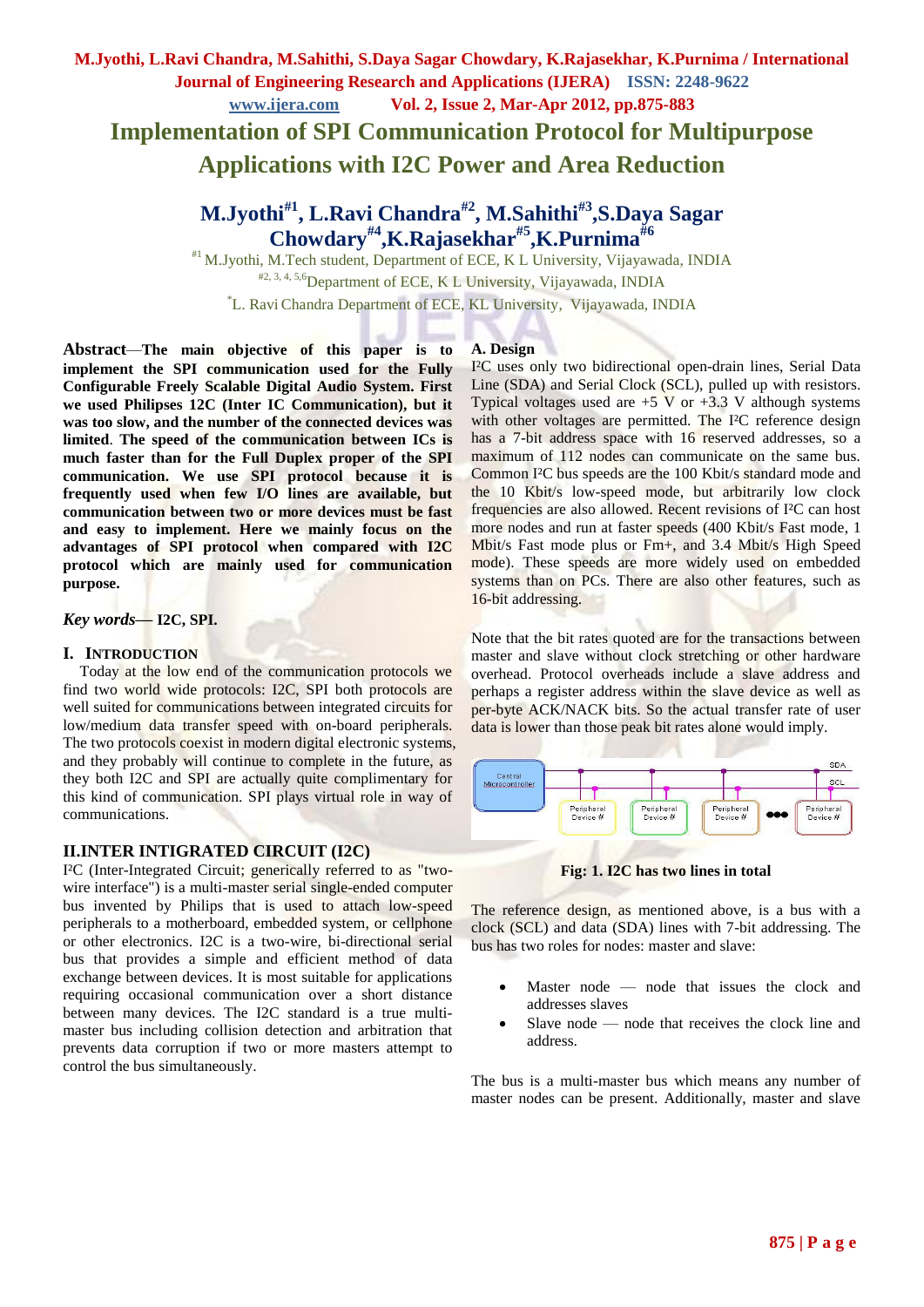# Implementation of SPI Communication Protocol for Multipurpose Applications with I2C Power and Area Reduction

**M.Jyothi[#1], L.Ravi Chandra[#2], M.Sahithi[#3], S.Daya Sagar Chowdary[#4], K.Rajasekhar[#5], K.Purnima[#6]**

[#1] M.Jyothi, M.Tech student, Department of ECE, K L University, Vijayawada, INDIA

[#2, 3, 4, 5,6] Department of ECE, K L University, Vijayawada, INDIA

[*] L. Ravi Chandra Department of ECE, KL University, Vijayawada, INDIA

**Abstract**—**The main objective of this paper is to implement the SPI communication used for the Fully Configurable Freely Scalable Digital Audio System. First we used Philipses 12C (Inter IC Communication), but it was too slow, and the number of the connected devices was limited. The speed of the communication between ICs is much faster than for the Full Duplex proper of the SPI communication. We use SPI protocol because it is frequently used when few I/O lines are available, but communication between two or more devices must be fast and easy to implement. Here we mainly focus on the advantages of SPI protocol when compared with I2C protocol which are mainly used for communication purpose.**

***Key words*— I2C, SPI.**

## I. Introduction

Today at the low end of the communication protocols we find two world wide protocols: I2C, SPI both protocols are well suited for communications between integrated circuits for low/medium data transfer speed with on-board peripherals. The two protocols coexist in modern digital electronic systems, and they probably will continue to complete in the future, as they both I2C and SPI are actually quite complimentary for this kind of communication. SPI plays virtual role in way of communications.

## II.INTER INTIGRATED CIRCUIT (I2C)

I²C (Inter-Integrated Circuit; generically referred to as "two-wire interface") is a multi-master serial single-ended computer bus invented by Philips that is used to attach low-speed peripherals to a motherboard, embedded system, or cellphone or other electronics. I2C is a two-wire, bi-directional serial bus that provides a simple and efficient method of data exchange between devices. It is most suitable for applications requiring occasional communication over a short distance between many devices. The I2C standard is a true multi-master bus including collision detection and arbitration that prevents data corruption if two or more masters attempt to control the bus simultaneously.

### A. Design

I²C uses only two bidirectional open-drain lines, Serial Data Line (SDA) and Serial Clock (SCL), pulled up with resistors. Typical voltages used are +5 V or +3.3 V although systems with other voltages are permitted. The I²C reference design has a 7-bit address space with 16 reserved addresses, so a maximum of 112 nodes can communicate on the same bus. Common I²C bus speeds are the 100 Kbit/s standard mode and the 10 Kbit/s low-speed mode, but arbitrarily low clock frequencies are also allowed. Recent revisions of I²C can host more nodes and run at faster speeds (400 Kbit/s Fast mode, 1 Mbit/s Fast mode plus or Fm+, and 3.4 Mbit/s High Speed mode). These speeds are more widely used on embedded systems than on PCs. There are also other features, such as 16-bit addressing.

Note that the bit rates quoted are for the transactions between master and slave without clock stretching or other hardware overhead. Protocol overheads include a slave address and perhaps a register address within the slave device as well as per-byte ACK/NACK bits. So the actual transfer rate of user data is lower than those peak bit rates alone would imply.

**Fig: 1. I2C has two lines in total**

The reference design, as mentioned above, is a bus with a clock (SCL) and data (SDA) lines with 7-bit addressing. The bus has two roles for nodes: master and slave:

- Master node — node that issues the clock and addresses slaves
- Slave node — node that receives the clock line and address.

The bus is a multi-master bus which means any number of master nodes can be present. Additionally, master and slave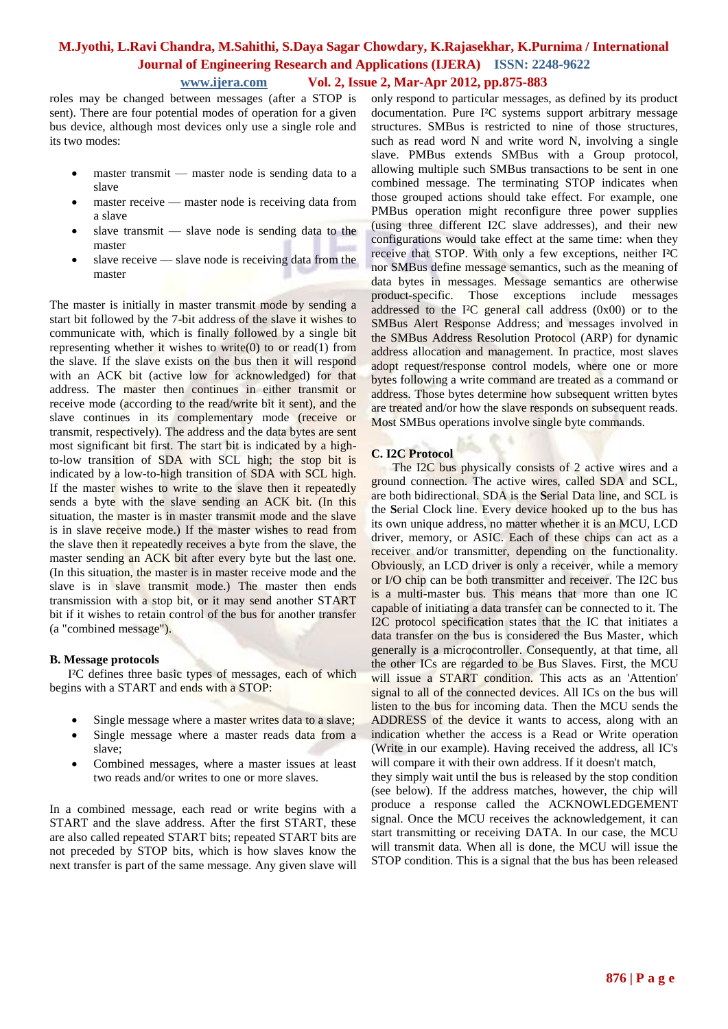roles may be changed between messages (after a STOP is sent). There are four potential modes of operation for a given bus device, although most devices only use a single role and its two modes:

- master transmit — master node is sending data to a slave
- master receive — master node is receiving data from a slave
- slave transmit — slave node is sending data to the master
- slave receive — slave node is receiving data from the master

The master is initially in master transmit mode by sending a start bit followed by the 7-bit address of the slave it wishes to communicate with, which is finally followed by a single bit representing whether it wishes to write(0) to or read(1) from the slave. If the slave exists on the bus then it will respond with an ACK bit (active low for acknowledged) for that address. The master then continues in either transmit or receive mode (according to the read/write bit it sent), and the slave continues in its complementary mode (receive or transmit, respectively). The address and the data bytes are sent most significant bit first. The start bit is indicated by a high-to-low transition of SDA with SCL high; the stop bit is indicated by a low-to-high transition of SDA with SCL high. If the master wishes to write to the slave then it repeatedly sends a byte with the slave sending an ACK bit. (In this situation, the master is in master transmit mode and the slave is in slave receive mode.) If the master wishes to read from the slave then it repeatedly receives a byte from the slave, the master sending an ACK bit after every byte but the last one. (In this situation, the master is in master receive mode and the slave is in slave transmit mode.) The master then ends transmission with a stop bit, or it may send another START bit if it wishes to retain control of the bus for another transfer (a "combined message").

### B. Message protocols

I²C defines three basic types of messages, each of which begins with a START and ends with a STOP:

- Single message where a master writes data to a slave;
- Single message where a master reads data from a slave;
- Combined messages, where a master issues at least two reads and/or writes to one or more slaves.

In a combined message, each read or write begins with a START and the slave address. After the first START, these are also called repeated START bits; repeated START bits are not preceded by STOP bits, which is how slaves know the next transfer is part of the same message. Any given slave will only respond to particular messages, as defined by its product documentation. Pure I²C systems support arbitrary message structures. SMBus is restricted to nine of those structures, such as read word N and write word N, involving a single slave. PMBus extends SMBus with a Group protocol, allowing multiple such SMBus transactions to be sent in one combined message. The terminating STOP indicates when those grouped actions should take effect. For example, one PMBus operation might reconfigure three power supplies (using three different I2C slave addresses), and their new configurations would take effect at the same time: when they receive that STOP. With only a few exceptions, neither I²C nor SMBus define message semantics, such as the meaning of data bytes in messages. Message semantics are otherwise product-specific. Those exceptions include messages addressed to the I²C general call address (0x00) or to the SMBus Alert Response Address; and messages involved in the SMBus Address Resolution Protocol (ARP) for dynamic address allocation and management. In practice, most slaves adopt request/response control models, where one or more bytes following a write command are treated as a command or address. Those bytes determine how subsequent written bytes are treated and/or how the slave responds on subsequent reads. Most SMBus operations involve single byte commands.

### C. I2C Protocol

The I2C bus physically consists of 2 active wires and a ground connection. The active wires, called SDA and SCL, are both bidirectional. SDA is the **S**erial Data line, and SCL is the **S**erial Clock line. Every device hooked up to the bus has its own unique address, no matter whether it is an MCU, LCD driver, memory, or ASIC. Each of these chips can act as a receiver and/or transmitter, depending on the functionality. Obviously, an LCD driver is only a receiver, while a memory or I/O chip can be both transmitter and receiver. The I2C bus is a multi-master bus. This means that more than one IC capable of initiating a data transfer can be connected to it. The I2C protocol specification states that the IC that initiates a data transfer on the bus is considered the Bus Master, which generally is a microcontroller. Consequently, at that time, all the other ICs are regarded to be Bus Slaves. First, the MCU will issue a START condition. This acts as an 'Attention' signal to all of the connected devices. All ICs on the bus will listen to the bus for incoming data. Then the MCU sends the ADDRESS of the device it wants to access, along with an indication whether the access is a Read or Write operation (Write in our example). Having received the address, all IC's will compare it with their own address. If it doesn't match, they simply wait until the bus is released by the stop condition (see below). If the address matches, however, the chip will produce a response called the ACKNOWLEDGEMENT signal. Once the MCU receives the acknowledgement, it can start transmitting or receiving DATA. In our case, the MCU will transmit data. When all is done, the MCU will issue the STOP condition. This is a signal that the bus has been released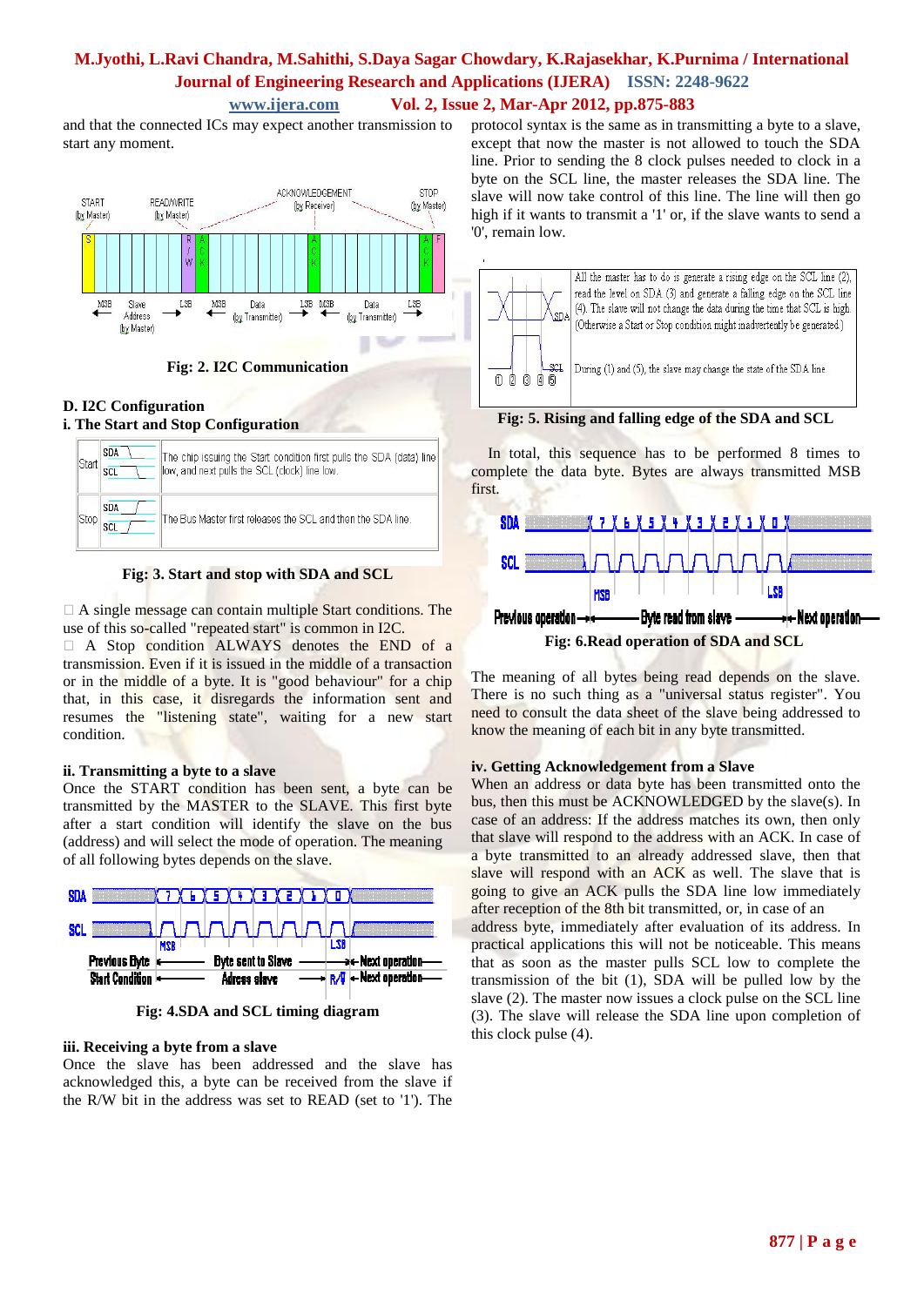and that the connected ICs may expect another transmission to start any moment.

Fig: 2. I2C Communication

**D. I2C Configuration**

**i. The Start and Stop Configuration**

| | | |
|---|---|---|
| Start | SDA / SCL | The chip issuing the Start condition first pulls the SDA (data) line low, and next pulls the SCL (clock) line low. |
| Stop | SDA / SCL | The Bus Master first releases the SCL and then the SDA line. |

Fig: 3. Start and stop with SDA and SCL

- A single message can contain multiple Start conditions. The use of this so-called "repeated start" is common in I2C.
- A Stop condition ALWAYS denotes the END of a transmission. Even if it is issued in the middle of a transaction or in the middle of a byte. It is "good behaviour" for a chip that, in this case, it disregards the information sent and resumes the "listening state", waiting for a new start condition.

**ii. Transmitting a byte to a slave**

Once the START condition has been sent, a byte can be transmitted by the MASTER to the SLAVE. This first byte after a start condition will identify the slave on the bus (address) and will select the mode of operation. The meaning of all following bytes depends on the slave.

Fig: 4.SDA and SCL timing diagram

**iii. Receiving a byte from a slave**

Once the slave has been addressed and the slave has acknowledged this, a byte can be received from the slave if the R/W bit in the address was set to READ (set to '1'). The protocol syntax is the same as in transmitting a byte to a slave, except that now the master is not allowed to touch the SDA line. Prior to sending the 8 clock pulses needed to clock in a byte on the SCL line, the master releases the SDA line. The slave will now take control of this line. The line will then go high if it wants to transmit a '1' or, if the slave wants to send a '0', remain low.

Fig: 5. Rising and falling edge of the SDA and SCL

In total, this sequence has to be performed 8 times to complete the data byte. Bytes are always transmitted MSB first.

Fig: 6.Read operation of SDA and SCL

The meaning of all bytes being read depends on the slave. There is no such thing as a "universal status register". You need to consult the data sheet of the slave being addressed to know the meaning of each bit in any byte transmitted.

**iv. Getting Acknowledgement from a Slave**

When an address or data byte has been transmitted onto the bus, then this must be ACKNOWLEDGED by the slave(s). In case of an address: If the address matches its own, then only that slave will respond to the address with an ACK. In case of a byte transmitted to an already addressed slave, then that slave will respond with an ACK as well. The slave that is going to give an ACK pulls the SDA line low immediately after reception of the 8th bit transmitted, or, in case of an address byte, immediately after evaluation of its address. In practical applications this will not be noticeable. This means that as soon as the master pulls SCL low to complete the transmission of the bit (1), SDA will be pulled low by the slave (2). The master now issues a clock pulse on the SCL line (3). The slave will release the SDA line upon completion of this clock pulse (4).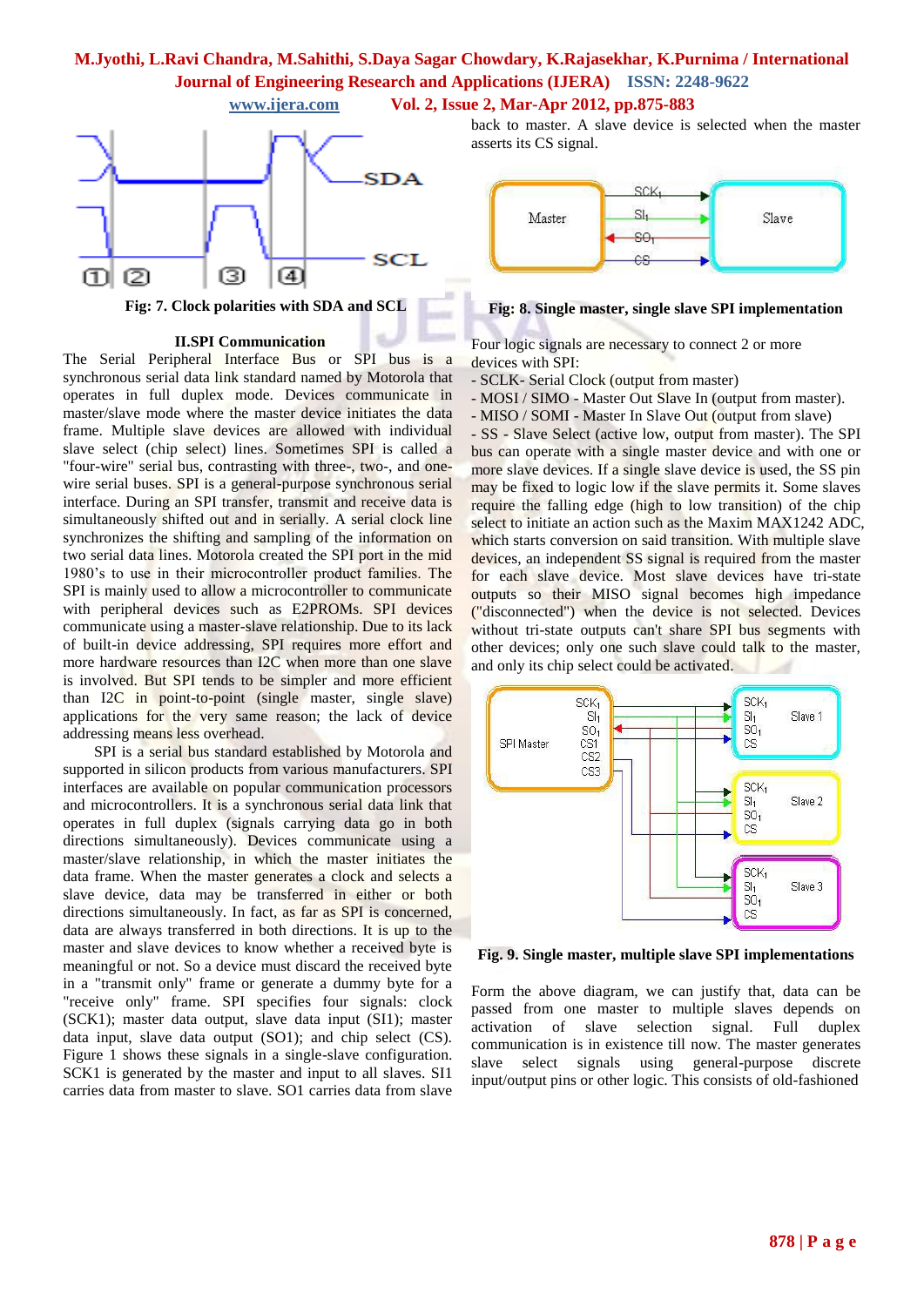Fig: 7. Clock polarities with SDA and SCL

## II.SPI Communication

The Serial Peripheral Interface Bus or SPI bus is a synchronous serial data link standard named by Motorola that operates in full duplex mode. Devices communicate in master/slave mode where the master device initiates the data frame. Multiple slave devices are allowed with individual slave select (chip select) lines. Sometimes SPI is called a "four-wire" serial bus, contrasting with three-, two-, and one-wire serial buses. SPI is a general-purpose synchronous serial interface. During an SPI transfer, transmit and receive data is simultaneously shifted out and in serially. A serial clock line synchronizes the shifting and sampling of the information on two serial data lines. Motorola created the SPI port in the mid 1980's to use in their microcontroller product families. The SPI is mainly used to allow a microcontroller to communicate with peripheral devices such as E2PROMs. SPI devices communicate using a master-slave relationship. Due to its lack of built-in device addressing, SPI requires more effort and more hardware resources than I2C when more than one slave is involved. But SPI tends to be simpler and more efficient than I2C in point-to-point (single master, single slave) applications for the very same reason; the lack of device addressing means less overhead.

SPI is a serial bus standard established by Motorola and supported in silicon products from various manufacturers. SPI interfaces are available on popular communication processors and microcontrollers. It is a synchronous serial data link that operates in full duplex (signals carrying data go in both directions simultaneously). Devices communicate using a master/slave relationship, in which the master initiates the data frame. When the master generates a clock and selects a slave device, data may be transferred in either or both directions simultaneously. In fact, as far as SPI is concerned, data are always transferred in both directions. It is up to the master and slave devices to know whether a received byte is meaningful or not. So a device must discard the received byte in a "transmit only" frame or generate a dummy byte for a "receive only" frame. SPI specifies four signals: clock (SCK1); master data output, slave data input (SI1); master data input, slave data output (SO1); and chip select (CS). Figure 1 shows these signals in a single-slave configuration. SCK1 is generated by the master and input to all slaves. SI1 carries data from master to slave. SO1 carries data from slave back to master. A slave device is selected when the master asserts its CS signal.

Fig: 8. Single master, single slave SPI implementation

Four logic signals are necessary to connect 2 or more devices with SPI:

- SCLK- Serial Clock (output from master)
- MOSI / SIMO - Master Out Slave In (output from master).
- MISO / SOMI - Master In Slave Out (output from slave)
- SS - Slave Select (active low, output from master). The SPI bus can operate with a single master device and with one or more slave devices. If a single slave device is used, the SS pin may be fixed to logic low if the slave permits it. Some slaves require the falling edge (high to low transition) of the chip select to initiate an action such as the Maxim MAX1242 ADC, which starts conversion on said transition. With multiple slave devices, an independent SS signal is required from the master for each slave device. Most slave devices have tri-state outputs so their MISO signal becomes high impedance ("disconnected") when the device is not selected. Devices without tri-state outputs can't share SPI bus segments with other devices; only one such slave could talk to the master, and only its chip select could be activated.

Fig. 9. Single master, multiple slave SPI implementations

Form the above diagram, we can justify that, data can be passed from master to multiple slaves depends on activation of slave selection signal. Full duplex communication is in existence till now. The master generates slave select signals using general-purpose discrete input/output pins or other logic. This consists of old-fashioned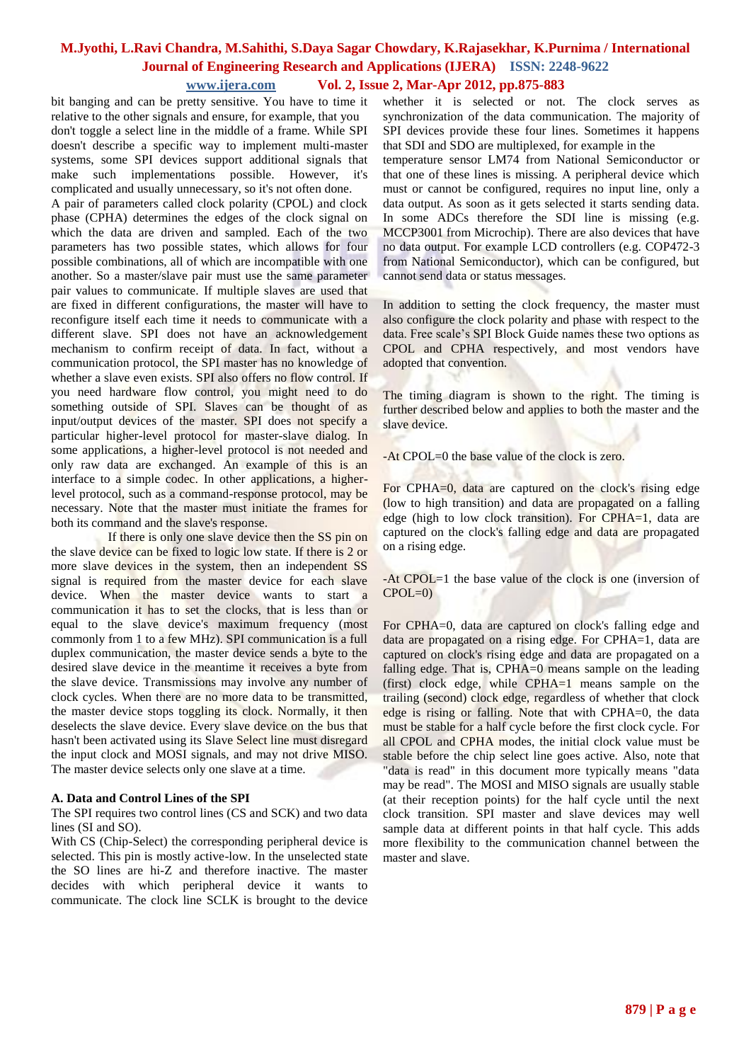bit banging and can be pretty sensitive. You have to time it relative to the other signals and ensure, for example, that you don't toggle a select line in the middle of a frame. While SPI doesn't describe a specific way to implement multi-master systems, some SPI devices support additional signals that make such implementations possible. However, it's complicated and usually unnecessary, so it's not often done.

A pair of parameters called clock polarity (CPOL) and clock phase (CPHA) determines the edges of the clock signal on which the data are driven and sampled. Each of the two parameters has two possible states, which allows for four possible combinations, all of which are incompatible with one another. So a master/slave pair must use the same parameter pair values to communicate. If multiple slaves are used that are fixed in different configurations, the master will have to reconfigure itself each time it needs to communicate with a different slave. SPI does not have an acknowledgement mechanism to confirm receipt of data. In fact, without a communication protocol, the SPI master has no knowledge of whether a slave even exists. SPI also offers no flow control. If you need hardware flow control, you might need to do something outside of SPI. Slaves can be thought of as input/output devices of the master. SPI does not specify a particular higher-level protocol for master-slave dialog. In some applications, a higher-level protocol is not needed and only raw data are exchanged. An example of this is an interface to a simple codec. In other applications, a higher-level protocol, such as a command-response protocol, may be necessary. Note that the master must initiate the frames for both its command and the slave's response.

If there is only one slave device then the SS pin on the slave device can be fixed to logic low state. If there is 2 or more slave devices in the system, then an independent SS signal is required from the master device for each slave device. When the master device wants to start a communication it has to set the clocks, that is less than or equal to the slave device's maximum frequency (most commonly from 1 to a few MHz). SPI communication is a full duplex communication, the master device sends a byte to the desired slave device in the meantime it receives a byte from the slave device. Transmissions may involve any number of clock cycles. When there are no more data to be transmitted, the master device stops toggling its clock. Normally, it then deselects the slave device. Every slave device on the bus that hasn't been activated using its Slave Select line must disregard the input clock and MOSI signals, and may not drive MISO. The master device selects only one slave at a time.

### A. Data and Control Lines of the SPI

The SPI requires two control lines (CS and SCK) and two data lines (SI and SO).

With CS (Chip-Select) the corresponding peripheral device is selected. This pin is mostly active-low. In the unselected state the SO lines are hi-Z and therefore inactive. The master decides with which peripheral device it wants to communicate. The clock line SCLK is brought to the device whether it is selected or not. The clock serves as synchronization of the data communication. The majority of SPI devices provide these four lines. Sometimes it happens that SDI and SDO are multiplexed, for example in the temperature sensor LM74 from National Semiconductor or that one of these lines is missing. A peripheral device which must or cannot be configured, requires no input line, only a data output. As soon as it gets selected it starts sending data. In some ADCs therefore the SDI line is missing (e.g. MCCP3001 from Microchip). There are also devices that have no data output. For example LCD controllers (e.g. COP472-3 from National Semiconductor), which can be configured, but cannot send data or status messages.

In addition to setting the clock frequency, the master must also configure the clock polarity and phase with respect to the data. Free scale's SPI Block Guide names these two options as CPOL and CPHA respectively, and most vendors have adopted that convention.

The timing diagram is shown to the right. The timing is further described below and applies to both the master and the slave device.

-At CPOL=0 the base value of the clock is zero.

For CPHA=0, data are captured on the clock's rising edge (low to high transition) and data are propagated on a falling edge (high to low clock transition). For CPHA=1, data are captured on the clock's falling edge and data are propagated on a rising edge.

-At CPOL=1 the base value of the clock is one (inversion of CPOL=0)

For CPHA=0, data are captured on clock's falling edge and data are propagated on a rising edge. For CPHA=1, data are captured on clock's rising edge and data are propagated on a falling edge. That is, CPHA=0 means sample on the leading (first) clock edge, while CPHA=1 means sample on the trailing (second) clock edge, regardless of whether that clock edge is rising or falling. Note that with CPHA=0, the data must be stable for a half cycle before the first clock cycle. For all CPOL and CPHA modes, the initial clock value must be stable before the chip select line goes active. Also, note that "data is read" in this document more typically means "data may be read". The MOSI and MISO signals are usually stable (at their reception points) for the half cycle until the next clock transition. SPI master and slave devices may well sample data at different points in that half cycle. This adds more flexibility to the communication channel between the master and slave.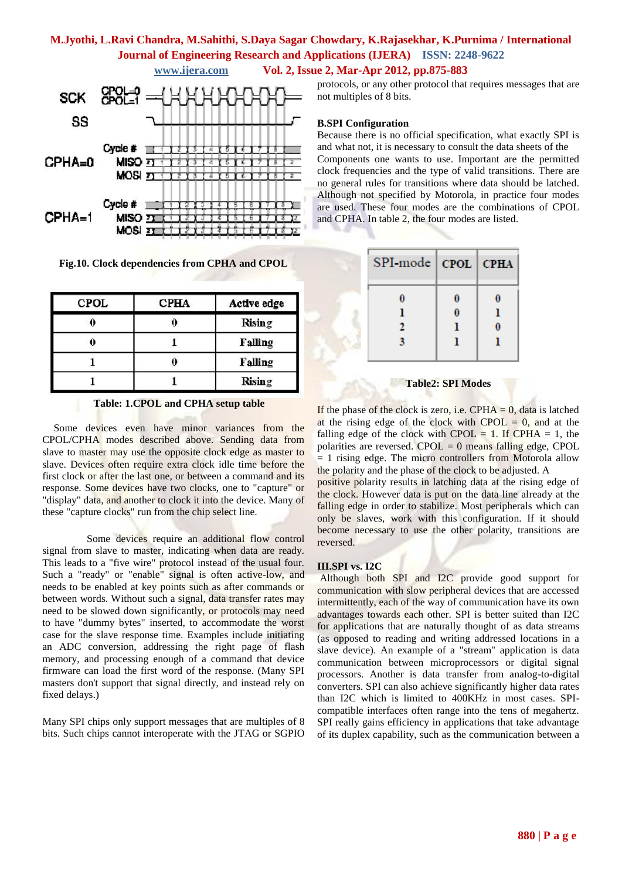Fig.10. Clock dependencies from CPHA and CPOL

| CPOL | CPHA | Active edge |
|---|---|---|
| 0 | 0 | Rising |
| 0 | 1 | Falling |
| 1 | 0 | Falling |
| 1 | 1 | Rising |

Table: 1.CPOL and CPHA setup table

Some devices even have minor variances from the CPOL/CPHA modes described above. Sending data from slave to master may use the opposite clock edge as master to slave. Devices often require extra clock idle time before the first clock or after the last one, or between a command and its response. Some devices have two clocks, one to "capture" or "display" data, and another to clock it into the device. Many of these "capture clocks" run from the chip select line.

Some devices require an additional flow control signal from slave to master, indicating when data are ready. This leads to a "five wire" protocol instead of the usual four. Such a "ready" or "enable" signal is often active-low, and needs to be enabled at key points such as after commands or between words. Without such a signal, data transfer rates may need to be slowed down significantly, or protocols may need to have "dummy bytes" inserted, to accommodate the worst case for the slave response time. Examples include initiating an ADC conversion, addressing the right page of flash memory, and processing enough of a command that device firmware can load the first word of the response. (Many SPI masters don't support that signal directly, and instead rely on fixed delays.)

Many SPI chips only support messages that are multiples of 8 bits. Such chips cannot interoperate with the JTAG or SGPIO protocols, or any other protocol that requires messages that are not multiples of 8 bits.

### B.SPI Configuration

Because there is no official specification, what exactly SPI is and what not, it is necessary to consult the data sheets of the Components one wants to use. Important are the permitted clock frequencies and the type of valid transitions. There are no general rules for transitions where data should be latched. Although not specified by Motorola, in practice four modes are used. These four modes are the combinations of CPOL and CPHA. In table 2, the four modes are listed.

| SPI-mode | CPOL | CPHA |
|---|---|---|
| 0 | 0 | 0 |
| 1 | 0 | 1 |
| 2 | 1 | 0 |
| 3 | 1 | 1 |

Table2: SPI Modes

If the phase of the clock is zero, i.e. CPHA = 0, data is latched at the rising edge of the clock with CPOL = 0, and at the falling edge of the clock with CPOL = 1. If CPHA = 1, the polarities are reversed. CPOL = 0 means falling edge, CPOL = 1 rising edge. The micro controllers from Motorola allow the polarity and the phase of the clock to be adjusted. A positive polarity results in latching data at the rising edge of the clock. However data is put on the data line already at the falling edge in order to stabilize. Most peripherals which can only be slaves, work with this configuration. If it should become necessary to use the other polarity, transitions are reversed.

## III.SPI vs. I2C

Although both SPI and I2C provide good support for communication with slow peripheral devices that are accessed intermittently, each of the way of communication have its own advantages towards each other. SPI is better suited than I2C for applications that are naturally thought of as data streams (as opposed to reading and writing addressed locations in a slave device). An example of a "stream" application is data communication between microprocessors or digital signal processors. Another is data transfer from analog-to-digital converters. SPI can also achieve significantly higher data rates than I2C which is limited to 400KHz in most cases. SPI-compatible interfaces often range into the tens of megahertz. SPI really gains efficiency in applications that take advantage of its duplex capability, such as the communication between a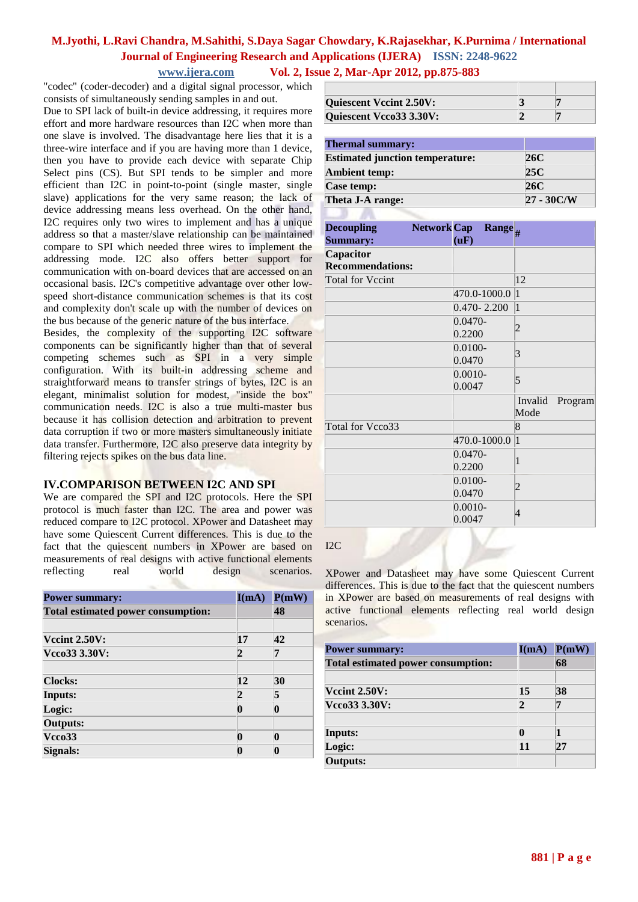"codec" (coder-decoder) and a digital signal processor, which consists of simultaneously sending samples in and out.

Due to SPI lack of built-in device addressing, it requires more effort and more hardware resources than I2C when more than one slave is involved. The disadvantage here lies that it is a three-wire interface and if you are having more than 1 device, then you have to provide each device with separate Chip Select pins (CS). But SPI tends to be simpler and more efficient than I2C in point-to-point (single master, single slave) applications for the very same reason; the lack of device addressing means less overhead. On the other hand, I2C requires only two wires to implement and has a unique address so that a master/slave relationship can be maintained compare to SPI which needed three wires to implement the addressing mode. I2C also offers better support for communication with on-board devices that are accessed on an occasional basis. I2C's competitive advantage over other low-speed short-distance communication schemes is that its cost and complexity don't scale up with the number of devices on the bus because of the generic nature of the bus interface.

Besides, the complexity of the supporting I2C software components can be significantly higher than that of several competing schemes such as SPI in a very simple configuration. With its built-in addressing scheme and straightforward means to transfer strings of bytes, I2C is an elegant, minimalist solution for modest, "inside the box" communication needs. I2C is also a true multi-master bus because it has collision detection and arbitration to prevent data corruption if two or more masters simultaneously initiate data transfer. Furthermore, I2C also preserve data integrity by filtering rejects spikes on the bus data line.

## IV.COMPARISON BETWEEN I2C AND SPI

We are compared the SPI and I2C protocols. Here the SPI protocol is much faster than I2C. The area and power was reduced compare to I2C protocol. XPower and Datasheet may have some Quiescent Current differences. This is due to the fact that the quiescent numbers in XPower are based on measurements of real designs with active functional elements reflecting real world design scenarios.

| **Power summary:** | **I(mA)** | **P(mW)** |
|---|---|---|
| **Total estimated power consumption:** | | **48** |
| | | |
| **Vccint 2.50V:** | **17** | **42** |
| **Vcco33 3.30V:** | **2** | **7** |
| | | |
| **Clocks:** | **12** | **30** |
| **Inputs:** | **2** | **5** |
| **Logic:** | **0** | **0** |
| **Outputs:** | | |
| **Vcco33** | **0** | **0** |
| **Signals:** | **0** | **0** |

| | | |
|---|---|---|
| **Quiescent Vccint 2.50V:** | **3** | **7** |
| **Quiescent Vcco33 3.30V:** | **2** | **7** |

| **Thermal summary:** | |
|---|---|
| **Estimated junction temperature:** | **26C** |
| **Ambient temp:** | **25C** |
| **Case temp:** | **26C** |
| **Theta J-A range:** | **27 - 30C/W** |

| **Decoupling Network Summary:** | **Cap Range (uF)** | **#** |
|---|---|---|
| **Capacitor Recommendations:** | | |
| Total for Vccint | | 12 |
| | 470.0-1000.0 | 1 |
| | 0.470- 2.200 | 1 |
| | 0.0470-0.2200 | 2 |
| | 0.0100-0.0470 | 3 |
| | 0.0010-0.0047 | 5 |
| | | Invalid Program Mode |
| Total for Vcco33 | | 8 |
| | 470.0-1000.0 | 1 |
| | 0.0470-0.2200 | 1 |
| | 0.0100-0.0470 | 2 |
| | 0.0010-0.0047 | 4 |

I2C

XPower and Datasheet may have some Quiescent Current differences. This is due to the fact that the quiescent numbers in XPower are based on measurements of real designs with active functional elements reflecting real world design scenarios.

| **Power summary:** | **I(mA)** | **P(mW)** |
|---|---|---|
| **Total estimated power consumption:** | | **68** |
| | | |
| **Vccint 2.50V:** | **15** | **38** |
| **Vcco33 3.30V:** | **2** | **7** |
| | | |
| **Inputs:** | **0** | **1** |
| **Logic:** | **11** | **27** |
| **Outputs:** | | |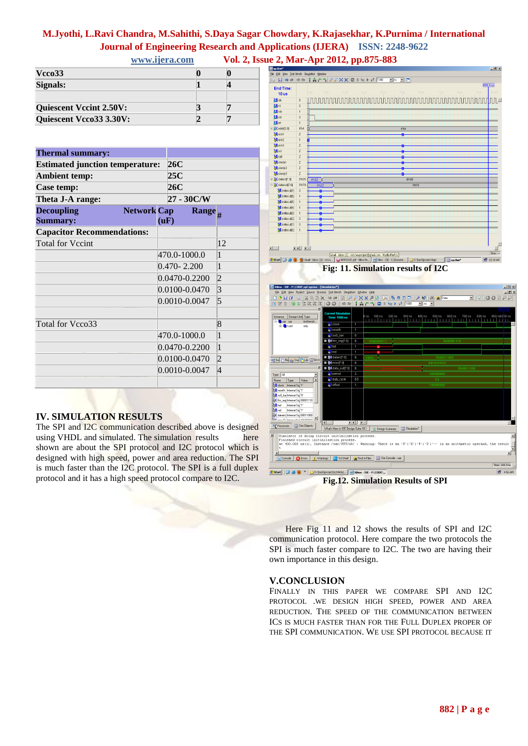| | | |
|---|---|---|
| **Vcco33** | **0** | **0** |
| **Signals:** | **1** | **4** |
| | | |
| **Quiescent Vccint 2.50V:** | **3** | **7** |
| **Quiescent Vcco33 3.30V:** | **2** | **7** |

| **Thermal summary:** | |
|---|---|
| **Estimated junction temperature:** | **26C** |
| **Ambient temp:** | **25C** |
| **Case temp:** | **26C** |
| **Theta J-A range:** | **27 - 30C/W** |

| **Decoupling Network Summary:** | **Cap Range (uF)** | **#** |
|---|---|---|
| **Capacitor Recommendations:** | | |
| Total for Vccint | | 12 |
| | 470.0-1000.0 | 1 |
| | 0.470- 2.200 | 1 |
| | 0.0470-0.2200 | 2 |
| | 0.0100-0.0470 | 3 |
| | 0.0010-0.0047 | 5 |
| | | |
| Total for Vcco33 | | 8 |
| | 470.0-1000.0 | 1 |
| | 0.0470-0.2200 | 1 |
| | 0.0100-0.0470 | 2 |
| | 0.0010-0.0047 | 4 |
| | | |

## IV. SIMULATION RESULTS

The SPI and I2C communication described above is designed using VHDL and simulated. The simulation results here shown are about the SPI protocol and I2C protocol which is designed with high speed, power and area reduction. The SPI is much faster than the I2C protocol. The SPI is a full duplex protocol and it has a high speed protocol compare to I2C.

**Fig: 11. Simulation results of I2C**

**Fig.12. Simulation Results of SPI**

Here Fig 11 and 12 shows the results of SPI and I2C communication protocol. Here compare the two protocols the SPI is much faster compare to I2C. The two are having their own importance in this design.

## V.CONCLUSION

FINALLY IN THIS PAPER WE COMPARE SPI AND I2C PROTOCOL .WE DESIGN HIGH SPEED, POWER AND AREA REDUCTION. THE SPEED OF THE COMMUNICATION BETWEEN ICS IS MUCH FASTER THAN FOR THE FULL DUPLEX PROPER OF THE SPI COMMUNICATION. WE USE SPI PROTOCOL BECAUSE IT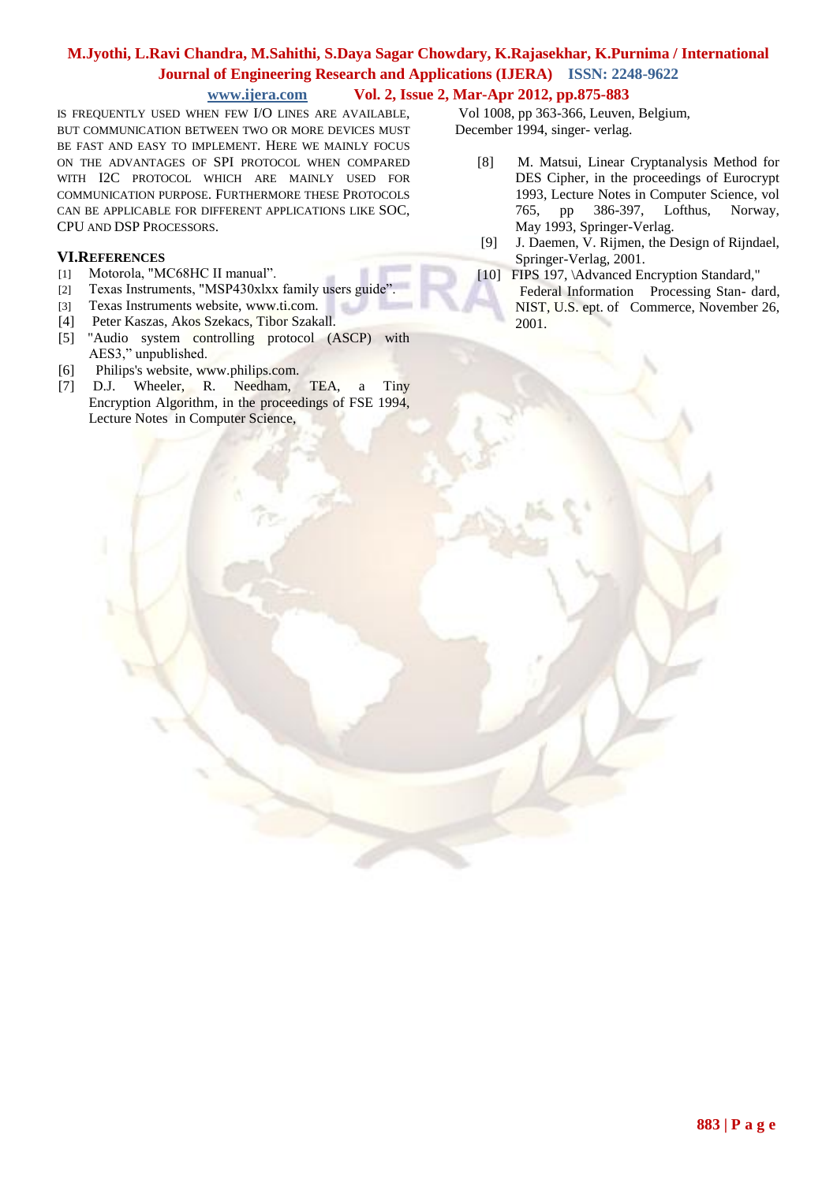IS FREQUENTLY USED WHEN FEW I/O LINES ARE AVAILABLE, BUT COMMUNICATION BETWEEN TWO OR MORE DEVICES MUST BE FAST AND EASY TO IMPLEMENT. HERE WE MAINLY FOCUS ON THE ADVANTAGES OF SPI PROTOCOL WHEN COMPARED WITH I2C PROTOCOL WHICH ARE MAINLY USED FOR COMMUNICATION PURPOSE. FURTHERMORE THESE PROTOCOLS CAN BE APPLICABLE FOR DIFFERENT APPLICATIONS LIKE SOC, CPU AND DSP PROCESSORS.

## VI.REFERENCES

[1] Motorola, "MC68HC II manual".

[2] Texas Instruments, "MSP430xlxx family users guide".

[3] Texas Instruments website, www.ti.com.

[4] Peter Kaszas, Akos Szekacs, Tibor Szakall.

[5] "Audio system controlling protocol (ASCP) with AES3," unpublished.

[6] Philips's website, www.philips.com.

[7] D.J. Wheeler, R. Needham, TEA, a Tiny Encryption Algorithm, in the proceedings of FSE 1994, Lecture Notes in Computer Science, Vol 1008, pp 363-366, Leuven, Belgium, December 1994, singer- verlag.

[8] M. Matsui, Linear Cryptanalysis Method for DES Cipher, in the proceedings of Eurocrypt 1993, Lecture Notes in Computer Science, vol 765, pp 386-397, Lofthus, Norway, May 1993, Springer-Verlag.

[9] J. Daemen, V. Rijmen, the Design of Rijndael, Springer-Verlag, 2001.

[10] FIPS 197, \Advanced Encryption Standard," Federal Information Processing Stan- dard, NIST, U.S. ept. of Commerce, November 26, 2001.